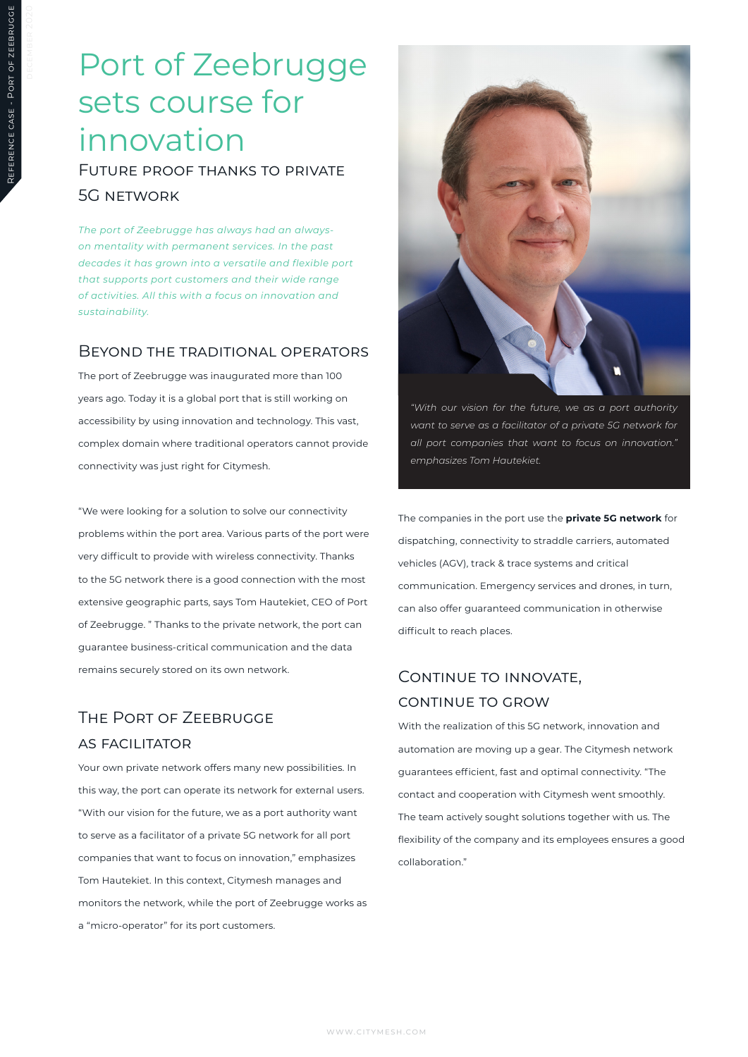# Port of Zeebrugge sets course for innovation

## Future proof thanks to private 5G network

*The port of Zeebrugge has always had an always-on mentality with permanent services. In the past decades it has grown into a versatile and flexible port that supports port customers and their wide range of activities. All this with a focus on innovation and sustainability.*

## Beyond the traditional operators

The port of Zeebrugge was inaugurated more than 100 years ago. Today it is a global port that is still working on accessibility by using innovation and technology. This vast, complex domain where traditional operators cannot provide connectivity was just right for Citymesh.

"We were looking for a solution to solve our connectivity problems within the port area. Various parts of the port were very difficult to provide with wireless connectivity. Thanks to the 5G network there is a good connection with the most extensive geographic parts, says Tom Hautekiet, CEO of Port of Zeebrugge. " Thanks to the private network, the port can guarantee business-critical communication and the data remains securely stored on its own network.

## The Port of Zeebrugge as facilitator

Your own private network offers many new possibilities. In this way, the port can operate its network for external users. "With our vision for the future, we as a port authority want to serve as a facilitator of a private 5G network for all port companies that want to focus on innovation," emphasizes Tom Hautekiet. In this context, Citymesh manages and monitors the network, while the port of Zeebrugge works as a "micro-operator" for its port customers.

*"With our vision for the future, we as a port authority want to serve as a facilitator of a private 5G network for all port companies that want to focus on innovation." emphasizes Tom Hautekiet.*

The companies in the port use the **private 5G network** for dispatching, connectivity to straddle carriers, automated vehicles (AGV), track & trace systems and critical communication. Emergency services and drones, in turn, can also offer guaranteed communication in otherwise difficult to reach places.

## Continue to innovate, continue to grow

With the realization of this 5G network, innovation and automation are moving up a gear. The Citymesh network guarantees efficient, fast and optimal connectivity. "The contact and cooperation with Citymesh went smoothly. The team actively sought solutions together with us. The flexibility of the company and its employees ensures a good collaboration."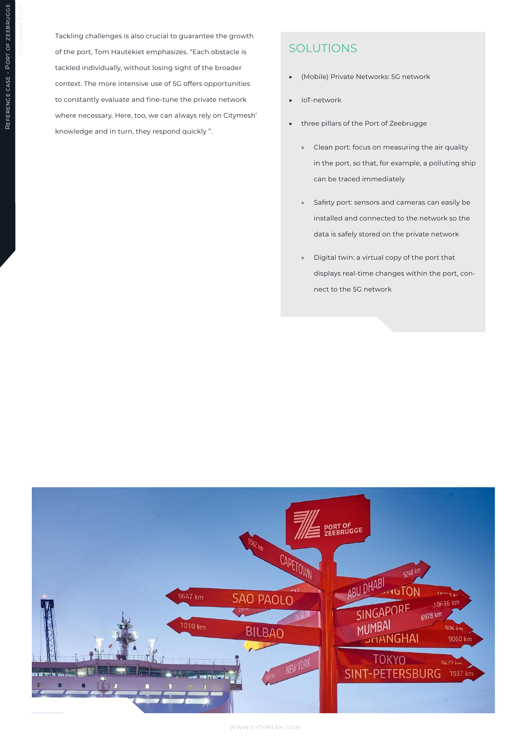Tackling challenges is also crucial to guarantee the growth of the port, Tom Hautekiet emphasizes. “Each obstacle is tackled individually, without losing sight of the broader context. The more intensive use of 5G offers opportunities to constantly evaluate and fine-tune the private network where necessary. Here, too, we can always rely on Citymesh' knowledge and in turn, they respond quickly ”.

## SOLUTIONS

- (Mobile) Private Networks: 5G network
- IoT-network
- three pillars of the Port of Zeebrugge
  - Clean port: focus on measuring the air quality in the port, so that, for example, a polluting ship can be traced immediately
  - Safety port: sensors and cameras can easily be installed and connected to the network so the data is safely stored on the private network
  - Digital twin: a virtual copy of the port that displays real-time changes within the port, connect to the 5G network